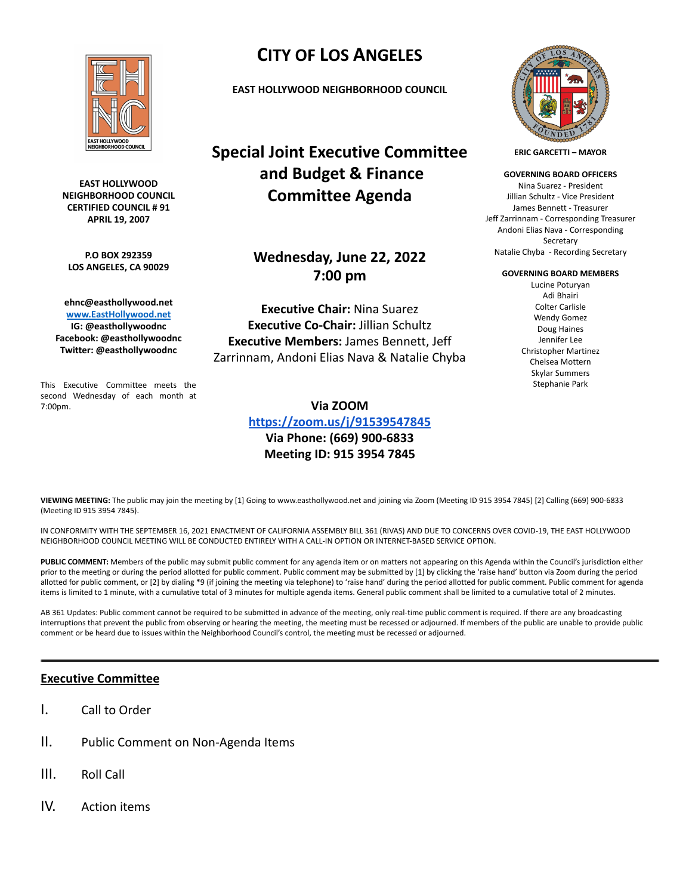# CITY OF LOS ANGELES

**EAST HOLLYWOOD NEIGHBORHOOD COUNCIL**

## Special Joint Executive Committee and Budget & Finance Committee Agenda

**EAST HOLLYWOOD NEIGHBORHOOD COUNCIL**
**CERTIFIED COUNCIL # 91**
**APRIL 19, 2007**

**P.O BOX 292359**
**LOS ANGELES, CA 90029**

**ehnc@easthollywood.net**
**[www.EastHollywood.net](http://www.EastHollywood.net)**
**IG: @easthollywoodnc**
**Facebook: @easthollywoodnc**
**Twitter: @easthollywoodnc**

This Executive Committee meets the second Wednesday of each month at 7:00pm.

**ERIC GARCETTI – MAYOR**

**GOVERNING BOARD OFFICERS**
Nina Suarez - President
Jillian Schultz - Vice President
James Bennett - Treasurer
Jeff Zarrinnam - Corresponding Treasurer
Andoni Elias Nava - Corresponding Secretary
Natalie Chyba - Recording Secretary

**GOVERNING BOARD MEMBERS**
Lucine Poturyan
Adi Bhairi
Colter Carlisle
Wendy Gomez
Doug Haines
Jennifer Lee
Christopher Martinez
Chelsea Mottern
Skylar Summers
Stephanie Park

### Wednesday, June 22, 2022
### 7:00 pm

**Executive Chair:** Nina Suarez
**Executive Co-Chair:** Jillian Schultz
**Executive Members:** James Bennett, Jeff Zarrinnam, Andoni Elias Nava & Natalie Chyba

**Via ZOOM**
**[https://zoom.us/j/91539547845](https://zoom.us/j/91539547845)**
**Via Phone: (669) 900-6833**
**Meeting ID: 915 3954 7845**

**VIEWING MEETING:** The public may join the meeting by [1] Going to www.easthollywood.net and joining via Zoom (Meeting ID 915 3954 7845) [2] Calling (669) 900-6833 (Meeting ID 915 3954 7845).

IN CONFORMITY WITH THE SEPTEMBER 16, 2021 ENACTMENT OF CALIFORNIA ASSEMBLY BILL 361 (RIVAS) AND DUE TO CONCERNS OVER COVID-19, THE EAST HOLLYWOOD NEIGHBORHOOD COUNCIL MEETING WILL BE CONDUCTED ENTIRELY WITH A CALL-IN OPTION OR INTERNET-BASED SERVICE OPTION.

**PUBLIC COMMENT:** Members of the public may submit public comment for any agenda item or on matters not appearing on this Agenda within the Council's jurisdiction either prior to the meeting or during the period allotted for public comment. Public comment may be submitted by [1] by clicking the 'raise hand' button via Zoom during the period allotted for public comment, or [2] by dialing *9 (if joining the meeting via telephone) to 'raise hand' during the period allotted for public comment. Public comment for agenda items is limited to 1 minute, with a cumulative total of 3 minutes for multiple agenda items. General public comment shall be limited to a cumulative total of 2 minutes.

AB 361 Updates: Public comment cannot be required to be submitted in advance of the meeting, only real-time public comment is required. If there are any broadcasting interruptions that prevent the public from observing or hearing the meeting, the meeting must be recessed or adjourned. If members of the public are unable to provide public comment or be heard due to issues within the Neighborhood Council's control, the meeting must be recessed or adjourned.

---

## Executive Committee

I. Call to Order

II. Public Comment on Non-Agenda Items

III. Roll Call

IV. Action items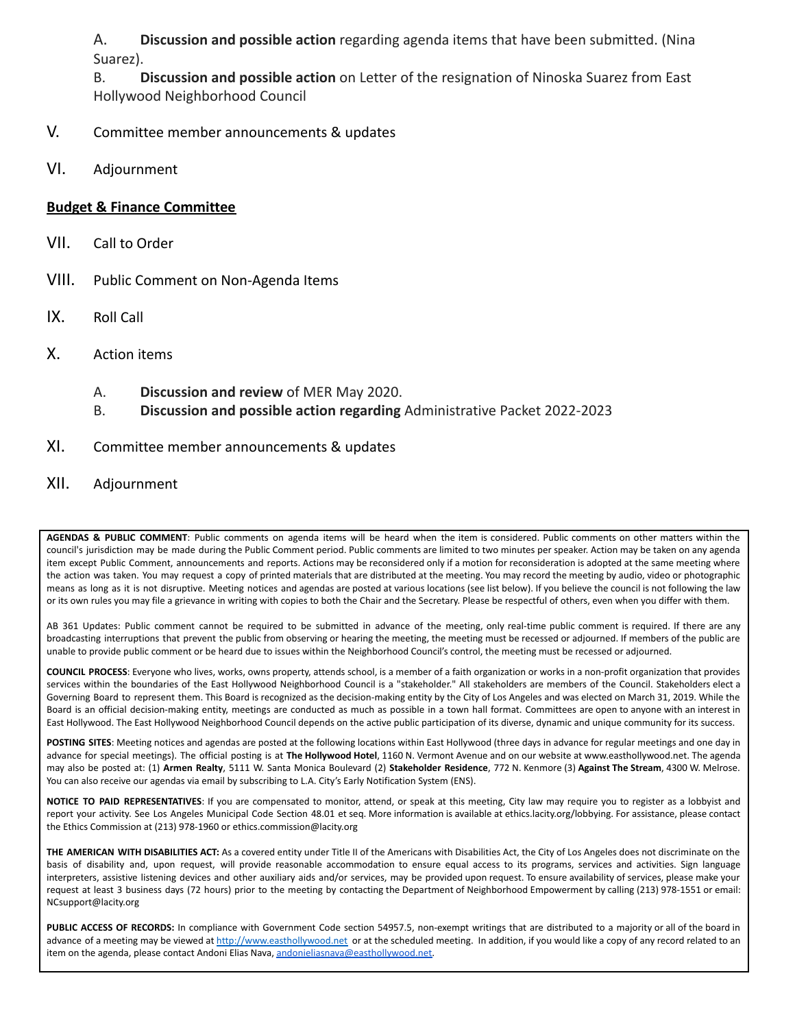A. **Discussion and possible action** regarding agenda items that have been submitted. (Nina Suarez).

B. **Discussion and possible action** on Letter of the resignation of Ninoska Suarez from East Hollywood Neighborhood Council

V. Committee member announcements & updates

VI. Adjournment

## **Budget & Finance Committee**

VII. Call to Order

VIII. Public Comment on Non-Agenda Items

IX. Roll Call

X. Action items

A. **Discussion and review** of MER May 2020.

B. **Discussion and possible action regarding** Administrative Packet 2022-2023

XI. Committee member announcements & updates

XII. Adjournment

**AGENDAS & PUBLIC COMMENT**: Public comments on agenda items will be heard when the item is considered. Public comments on other matters within the council's jurisdiction may be made during the Public Comment period. Public comments are limited to two minutes per speaker. Action may be taken on any agenda item except Public Comment, announcements and reports. Actions may be reconsidered only if a motion for reconsideration is adopted at the same meeting where the action was taken. You may request a copy of printed materials that are distributed at the meeting. You may record the meeting by audio, video or photographic means as long as it is not disruptive. Meeting notices and agendas are posted at various locations (see list below). If you believe the council is not following the law or its own rules you may file a grievance in writing with copies to both the Chair and the Secretary. Please be respectful of others, even when you differ with them.

AB 361 Updates: Public comment cannot be required to be submitted in advance of the meeting, only real-time public comment is required. If there are any broadcasting interruptions that prevent the public from observing or hearing the meeting, the meeting must be recessed or adjourned. If members of the public are unable to provide public comment or be heard due to issues within the Neighborhood Council's control, the meeting must be recessed or adjourned.

**COUNCIL PROCESS**: Everyone who lives, works, owns property, attends school, is a member of a faith organization or works in a non-profit organization that provides services within the boundaries of the East Hollywood Neighborhood Council is a "stakeholder." All stakeholders are members of the Council. Stakeholders elect a Governing Board to represent them. This Board is recognized as the decision-making entity by the City of Los Angeles and was elected on March 31, 2019. While the Board is an official decision-making entity, meetings are conducted as much as possible in a town hall format. Committees are open to anyone with an interest in East Hollywood. The East Hollywood Neighborhood Council depends on the active public participation of its diverse, dynamic and unique community for its success.

**POSTING SITES**: Meeting notices and agendas are posted at the following locations within East Hollywood (three days in advance for regular meetings and one day in advance for special meetings). The official posting is at **The Hollywood Hotel**, 1160 N. Vermont Avenue and on our website at www.easthollywood.net. The agenda may also be posted at: (1) **Armen Realty**, 5111 W. Santa Monica Boulevard (2) **Stakeholder Residence**, 772 N. Kenmore (3) **Against The Stream**, 4300 W. Melrose. You can also receive our agendas via email by subscribing to L.A. City's Early Notification System (ENS).

**NOTICE TO PAID REPRESENTATIVES**: If you are compensated to monitor, attend, or speak at this meeting, City law may require you to register as a lobbyist and report your activity. See Los Angeles Municipal Code Section 48.01 et seq. More information is available at ethics.lacity.org/lobbying. For assistance, please contact the Ethics Commission at (213) 978-1960 or ethics.commission@lacity.org

**THE AMERICAN WITH DISABILITIES ACT:** As a covered entity under Title II of the Americans with Disabilities Act, the City of Los Angeles does not discriminate on the basis of disability and, upon request, will provide reasonable accommodation to ensure equal access to its programs, services and activities. Sign language interpreters, assistive listening devices and other auxiliary aids and/or services, may be provided upon request. To ensure availability of services, please make your request at least 3 business days (72 hours) prior to the meeting by contacting the Department of Neighborhood Empowerment by calling (213) 978-1551 or email: NCsupport@lacity.org

**PUBLIC ACCESS OF RECORDS:** In compliance with Government Code section 54957.5, non-exempt writings that are distributed to a majority or all of the board in advance of a meeting may be viewed at http://www.easthollywood.net or at the scheduled meeting. In addition, if you would like a copy of any record related to an item on the agenda, please contact Andoni Elias Nava, andonieliasnava@easthollywood.net.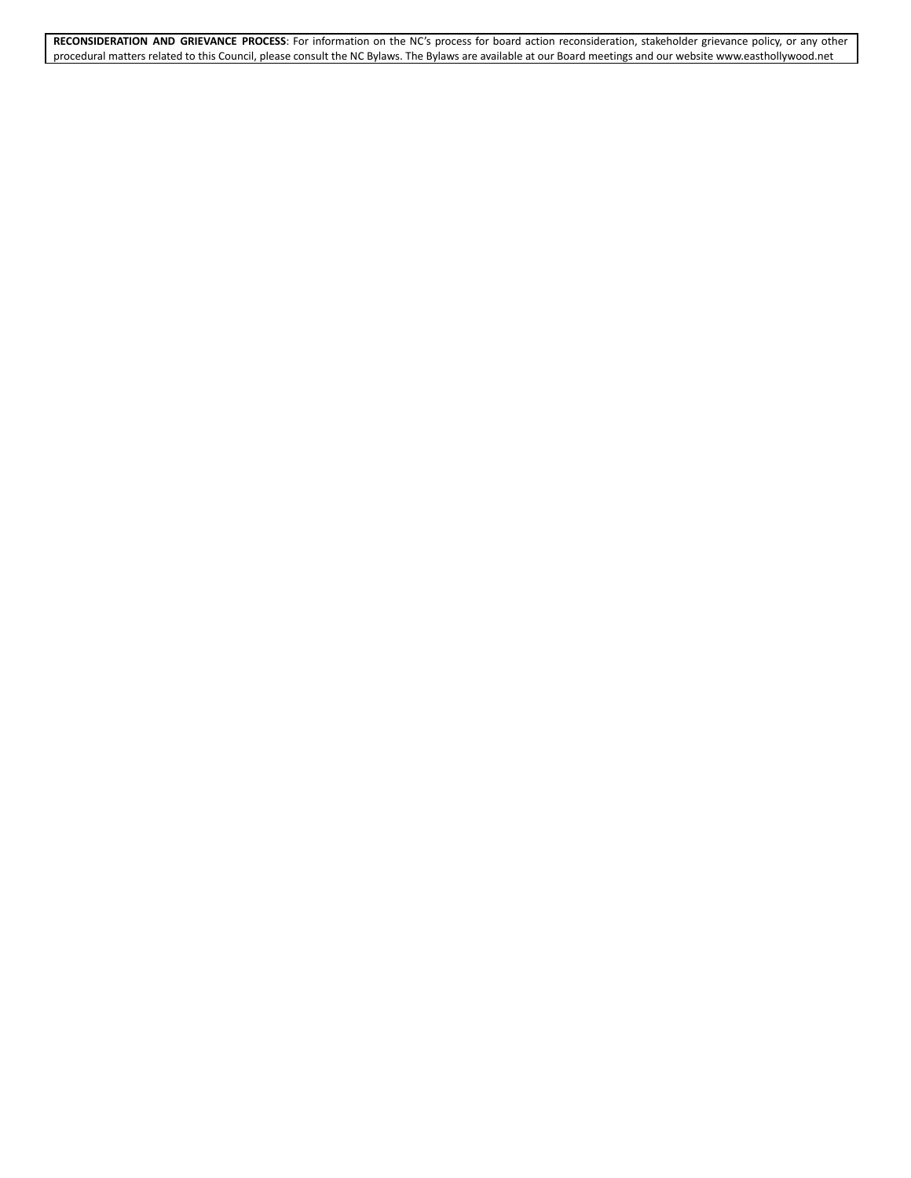**RECONSIDERATION AND GRIEVANCE PROCESS**: For information on the NC's process for board action reconsideration, stakeholder grievance policy, or any other procedural matters related to this Council, please consult the NC Bylaws. The Bylaws are available at our Board meetings and our website www.easthollywood.net